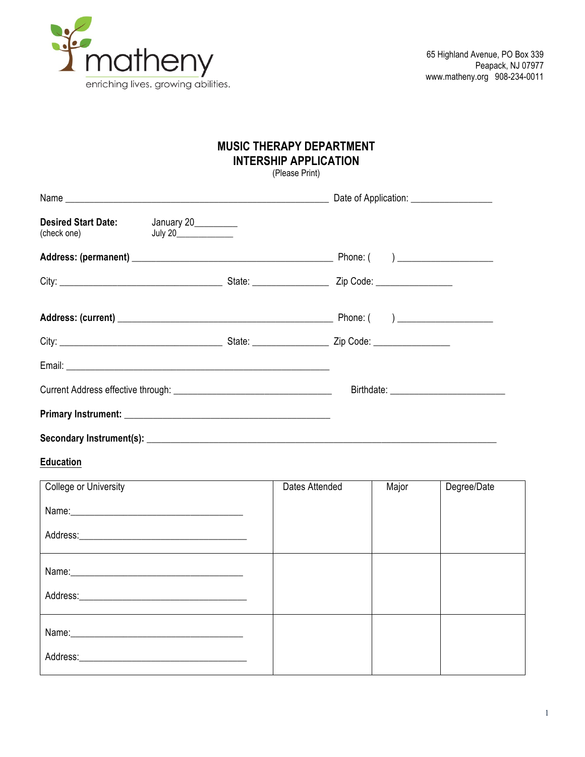matheny

enriching lives. growing abilities.

65 Highland Avenue, PO Box 339
Peapack, NJ 07977
www.matheny.org 908-234-0011

## MUSIC THERAPY DEPARTMENT
## INTERSHIP APPLICATION

(Please Print)

Name ______________________________________________ Date of Application: ______________

**Desired Start Date:** (check one) January 20________ July 20____________

**Address: (permanent)** ______________________________________ Phone: (     ) __________________

City: ______________________________ State: ______________ Zip Code: ______________

**Address: (current)** ________________________________________ Phone: (     ) __________________

City: ______________________________ State: ______________ Zip Code: ______________

Email: ______________________________________________

Current Address effective through: ______________________________ Birthdate: _____________________

**Primary Instrument:** ______________________________________

**Secondary Instrument(s):** ______________________________________________________________

**Education**

| College or University | Dates Attended | Major | Degree/Date |
|---|---|---|---|
| Name:________________________________ Address:______________________________ | | | |
| Name:________________________________ Address:______________________________ | | | |
| Name:________________________________ Address:______________________________ | | | |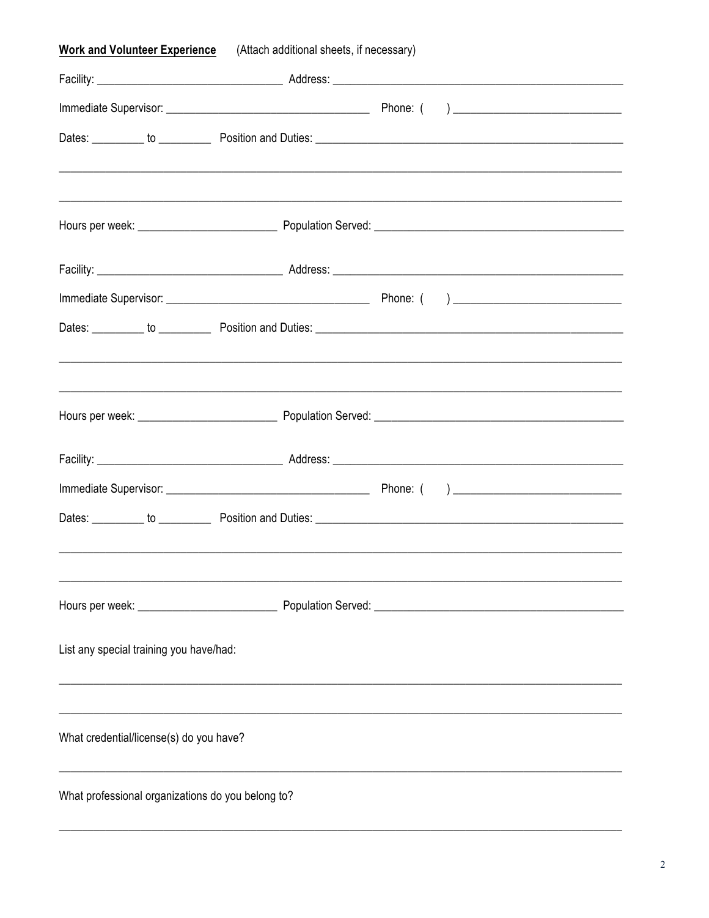**Work and Volunteer Experience** (Attach additional sheets, if necessary)

Facility: ______________________________ Address: ________________________________________________

Immediate Supervisor: ________________________________ Phone: (    ) __________________________

Dates: _________ to _________ Position and Duties: ________________________________________________

_____________________________________________________________________________________

_____________________________________________________________________________________

Hours per week: ______________________ Population Served: ________________________________________

Facility: ______________________________ Address: ________________________________________________

Immediate Supervisor: ________________________________ Phone: (    ) __________________________

Dates: _________ to _________ Position and Duties: ________________________________________________

_____________________________________________________________________________________

_____________________________________________________________________________________

Hours per week: ______________________ Population Served: ________________________________________

Facility: ______________________________ Address: ________________________________________________

Immediate Supervisor: ________________________________ Phone: (    ) __________________________

Dates: _________ to _________ Position and Duties: ________________________________________________

_____________________________________________________________________________________

_____________________________________________________________________________________

Hours per week: ______________________ Population Served: ________________________________________

List any special training you have/had:

_____________________________________________________________________________________

_____________________________________________________________________________________

What credential/license(s) do you have?

_____________________________________________________________________________________

What professional organizations do you belong to?

_____________________________________________________________________________________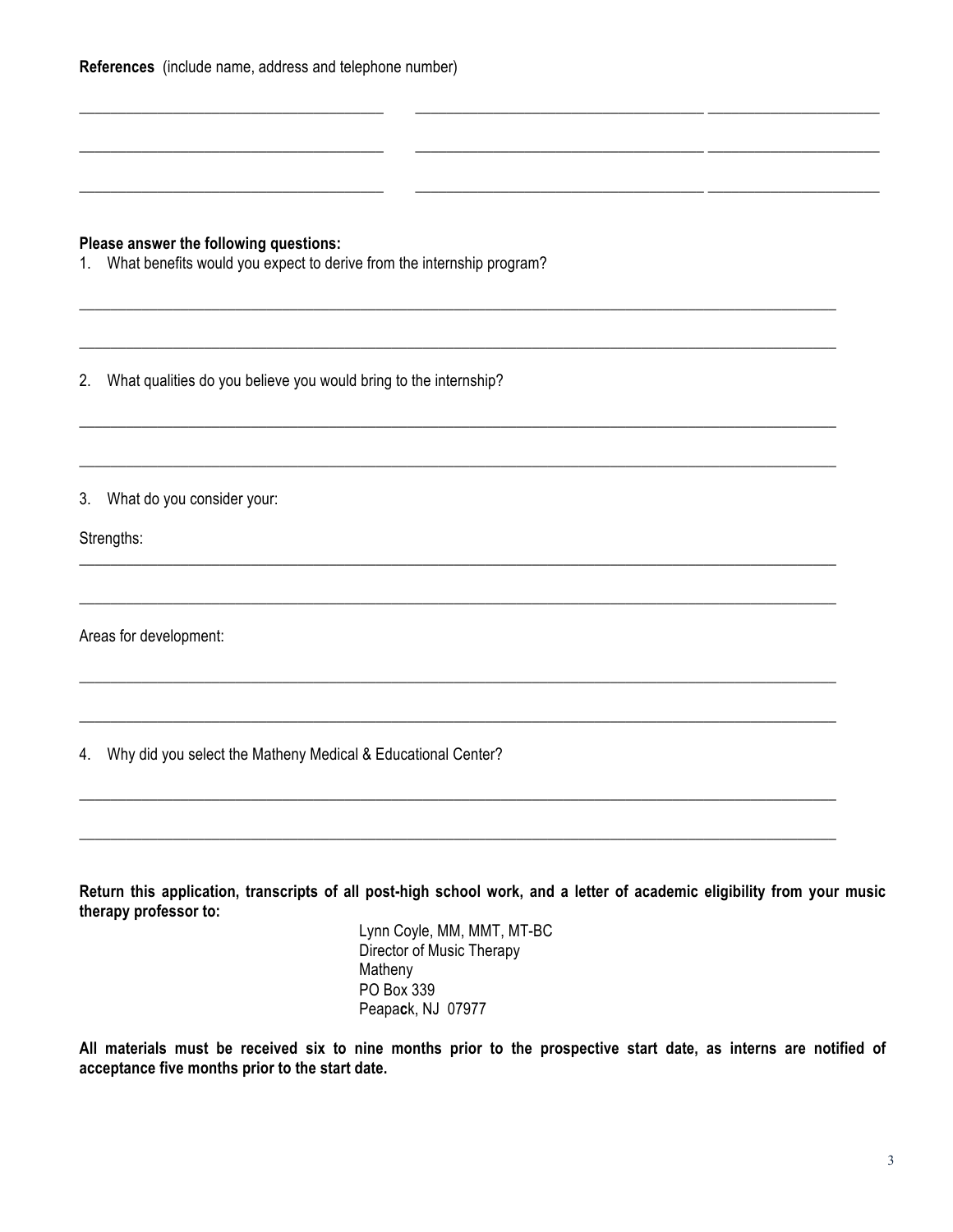**References** (include name, address and telephone number)

________________________________________ ________________________________________ ______________________

________________________________________ ________________________________________ ______________________

________________________________________ ________________________________________ ______________________

**Please answer the following questions:**

1. What benefits would you expect to derive from the internship program?

__________________________________________________________________________________________________

__________________________________________________________________________________________________

2. What qualities do you believe you would bring to the internship?

__________________________________________________________________________________________________

__________________________________________________________________________________________________

3. What do you consider your:

Strengths:

__________________________________________________________________________________________________

__________________________________________________________________________________________________

Areas for development:

__________________________________________________________________________________________________

__________________________________________________________________________________________________

4. Why did you select the Matheny Medical & Educational Center?

__________________________________________________________________________________________________

__________________________________________________________________________________________________

**Return this application, transcripts of all post-high school work, and a letter of academic eligibility from your music therapy professor to:**

Lynn Coyle, MM, MMT, MT-BC
Director of Music Therapy
Matheny
PO Box 339
Peapack, NJ 07977

**All materials must be received six to nine months prior to the prospective start date, as interns are notified of acceptance five months prior to the start date.**